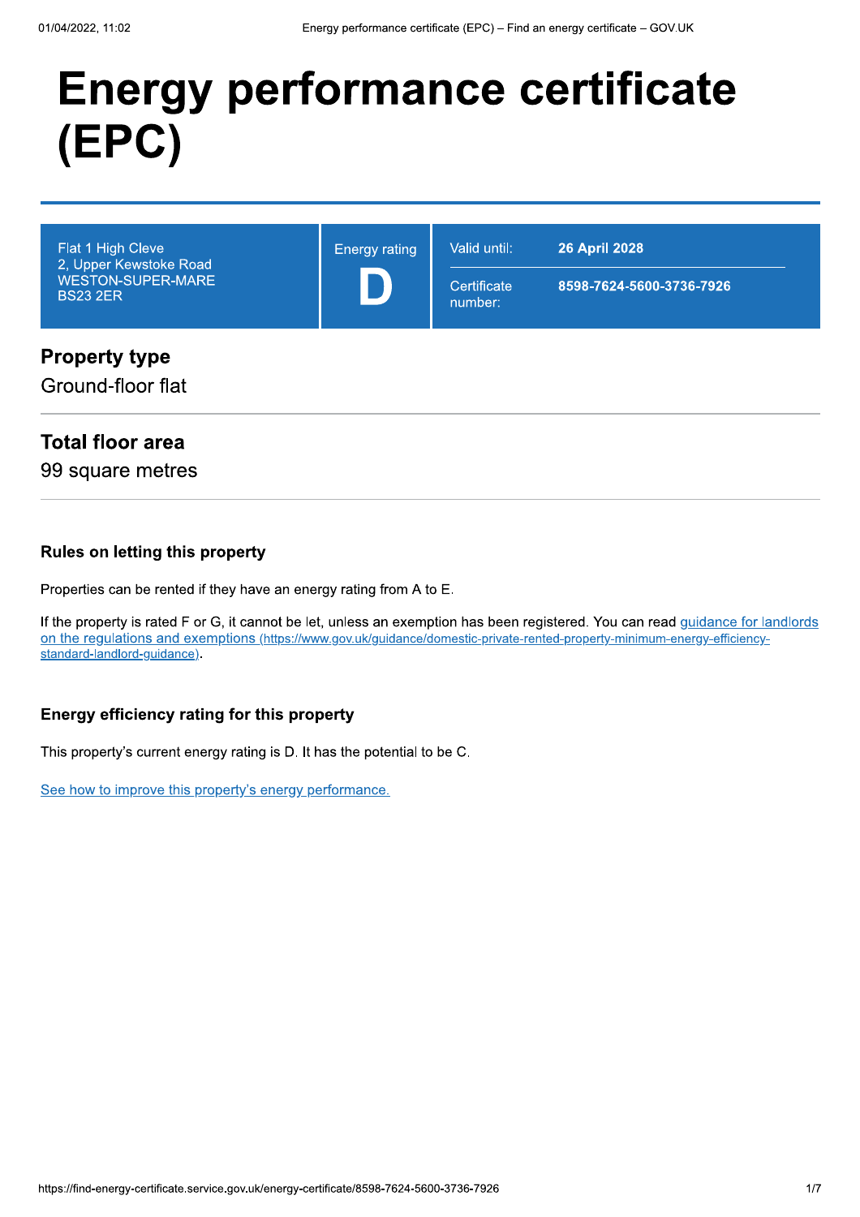# Energy performance certificate (EPC)

| Flat 1 High Cleve<br>2, Upper Kewstoke Road<br>WESTON-SUPER-MARE<br>BS23 2ER | Energy rating<br>**D** | Valid until: **26 April 2028**<br>Certificate number: **8598-7624-5600-3736-7926** |
|---|---|---|

## Property type

Ground-floor flat

## Total floor area

99 square metres

### Rules on letting this property

Properties can be rented if they have an energy rating from A to E.

If the property is rated F or G, it cannot be let, unless an exemption has been registered. You can read guidance for landlords on the regulations and exemptions (https://www.gov.uk/guidance/domestic-private-rented-property-minimum-energy-efficiency-standard-landlord-guidance).

### Energy efficiency rating for this property

This property's current energy rating is D. It has the potential to be C.

See how to improve this property's energy performance.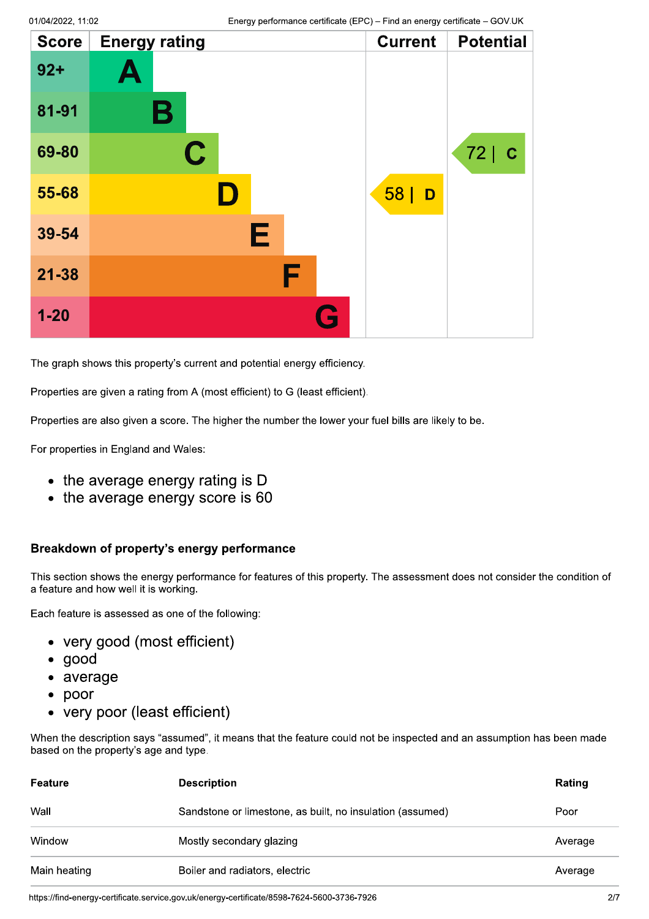| Score | Energy rating | Current | Potential |
|---|---|---|---|
| 92+ | A | | |
| 81-91 | B | | |
| 69-80 | C | | 72 \| C |
| 55-68 | D | 58 \| D | |
| 39-54 | E | | |
| 21-38 | F | | |
| 1-20 | G | | |

The graph shows this property's current and potential energy efficiency.

Properties are given a rating from A (most efficient) to G (least efficient).

Properties are also given a score. The higher the number the lower your fuel bills are likely to be.

For properties in England and Wales:

- the average energy rating is D
- the average energy score is 60

### Breakdown of property's energy performance

This section shows the energy performance for features of this property. The assessment does not consider the condition of a feature and how well it is working.

Each feature is assessed as one of the following:

- very good (most efficient)
- good
- average
- poor
- very poor (least efficient)

When the description says "assumed", it means that the feature could not be inspected and an assumption has been made based on the property's age and type.

| Feature | Description | Rating |
|---|---|---|
| Wall | Sandstone or limestone, as built, no insulation (assumed) | Poor |
| Window | Mostly secondary glazing | Average |
| Main heating | Boiler and radiators, electric | Average |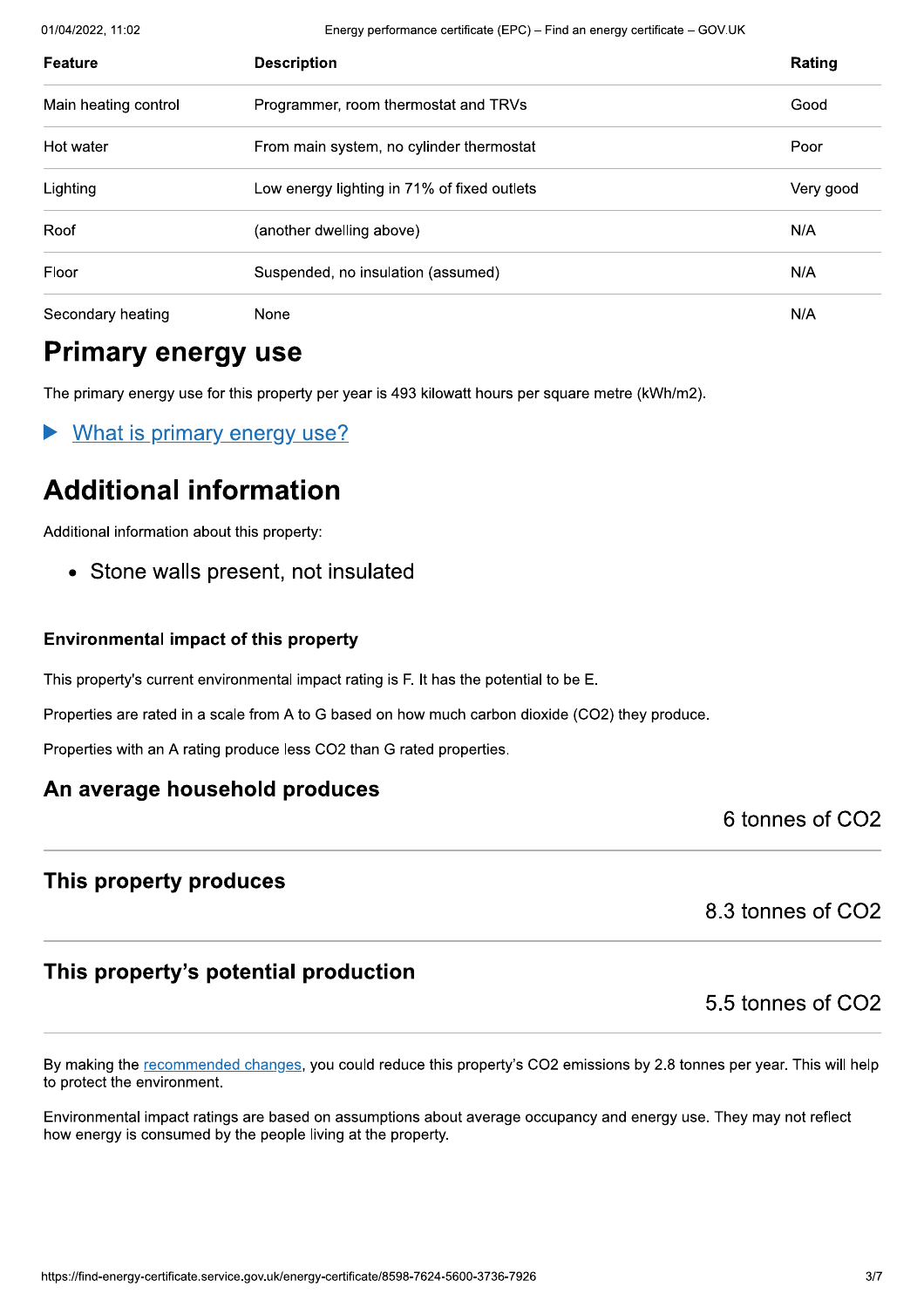| Feature | Description | Rating |
| --- | --- | --- |
| Main heating control | Programmer, room thermostat and TRVs | Good |
| Hot water | From main system, no cylinder thermostat | Poor |
| Lighting | Low energy lighting in 71% of fixed outlets | Very good |
| Roof | (another dwelling above) | N/A |
| Floor | Suspended, no insulation (assumed) | N/A |
| Secondary heating | None | N/A |

## Primary energy use

The primary energy use for this property per year is 493 kilowatt hours per square metre (kWh/m2).

▶ What is primary energy use?

## Additional information

Additional information about this property:

- Stone walls present, not insulated

### Environmental impact of this property

This property's current environmental impact rating is F. It has the potential to be E.

Properties are rated in a scale from A to G based on how much carbon dioxide ($CO_2$) they produce.

Properties with an A rating produce less $CO_2$ than G rated properties.

### An average household produces

6 tonnes of $CO_2$

### This property produces

8.3 tonnes of $CO_2$

### This property's potential production

5.5 tonnes of $CO_2$

By making the recommended changes, you could reduce this property's $CO_2$ emissions by 2.8 tonnes per year. This will help to protect the environment.

Environmental impact ratings are based on assumptions about average occupancy and energy use. They may not reflect how energy is consumed by the people living at the property.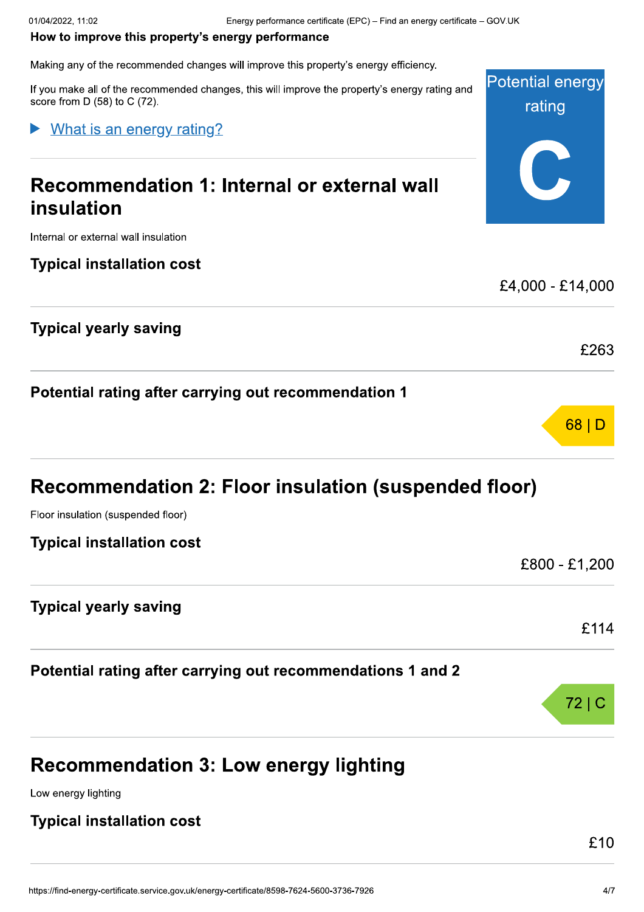### How to improve this property's energy performance

Making any of the recommended changes will improve this property's energy efficiency.

If you make all of the recommended changes, this will improve the property's energy rating and score from D (58) to C (72).

Potential energy rating

**C**

▶ What is an energy rating?

## Recommendation 1: Internal or external wall insulation

Internal or external wall insulation

### Typical installation cost

£4,000 - £14,000

### Typical yearly saving

£263

### Potential rating after carrying out recommendation 1

68 | D

## Recommendation 2: Floor insulation (suspended floor)

Floor insulation (suspended floor)

### Typical installation cost

£800 - £1,200

### Typical yearly saving

£114

### Potential rating after carrying out recommendations 1 and 2

72 | C

## Recommendation 3: Low energy lighting

Low energy lighting

### Typical installation cost

£10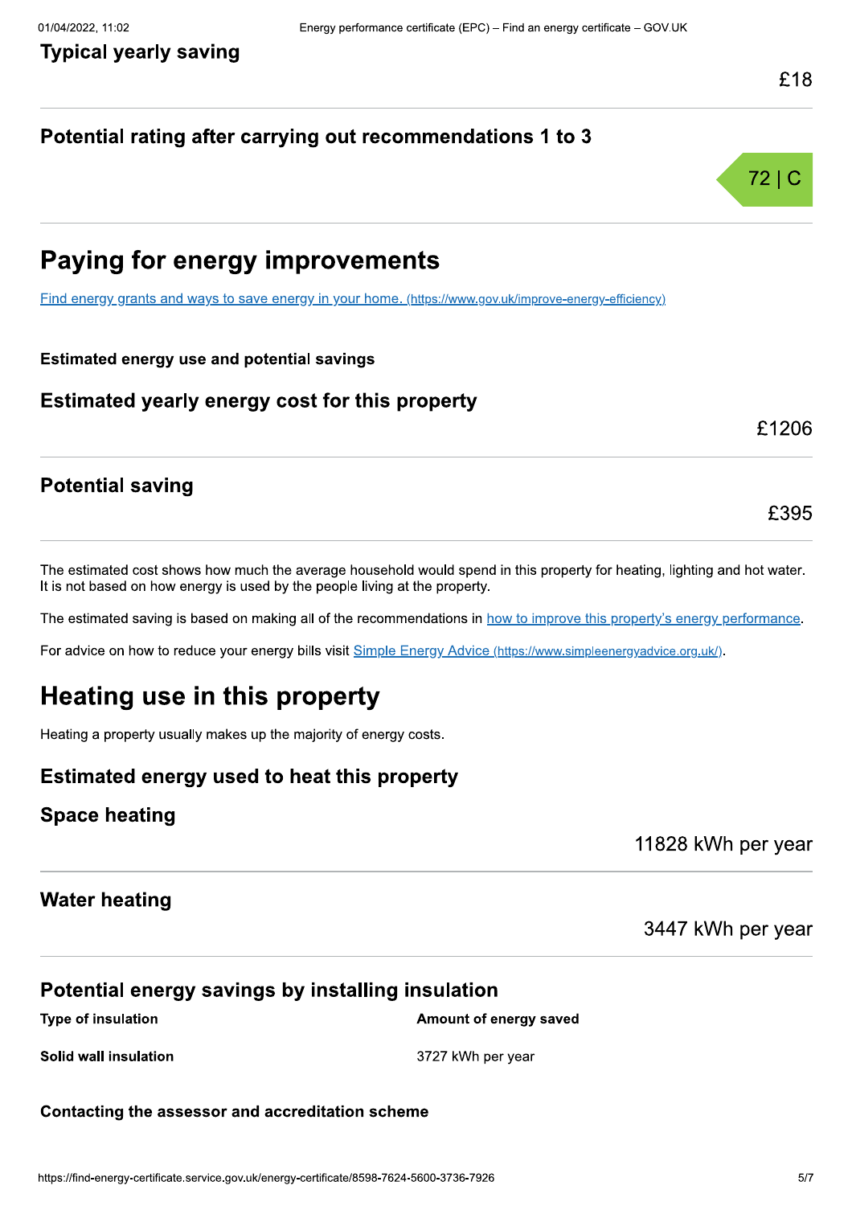### Typical yearly saving

£18

### Potential rating after carrying out recommendations 1 to 3

72 | C

## Paying for energy improvements

[Find energy grants and ways to save energy in your home. (https://www.gov.uk/improve-energy-efficiency)](https://www.gov.uk/improve-energy-efficiency)

**Estimated energy use and potential savings**

### Estimated yearly energy cost for this property

£1206

### Potential saving

£395

The estimated cost shows how much the average household would spend in this property for heating, lighting and hot water. It is not based on how energy is used by the people living at the property.

The estimated saving is based on making all of the recommendations in how to improve this property's energy performance.

For advice on how to reduce your energy bills visit [Simple Energy Advice (https://www.simpleenergyadvice.org.uk/)](https://www.simpleenergyadvice.org.uk/).

## Heating use in this property

Heating a property usually makes up the majority of energy costs.

### Estimated energy used to heat this property

### Space heating

11828 kWh per year

### Water heating

3447 kWh per year

### Potential energy savings by installing insulation

| Type of insulation | Amount of energy saved |
| --- | --- |
| **Solid wall insulation** | 3727 kWh per year |

**Contacting the assessor and accreditation scheme**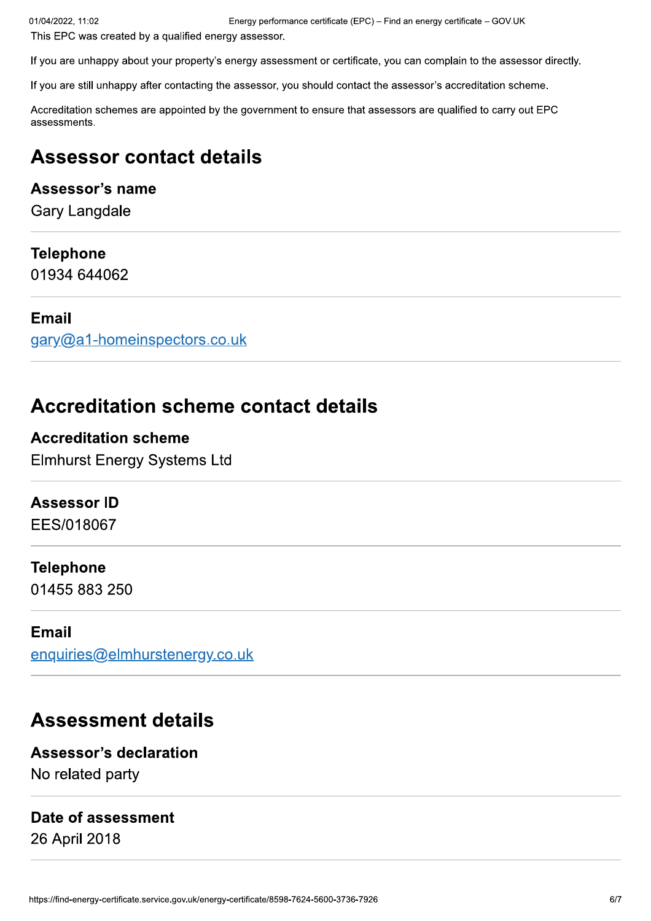This EPC was created by a qualified energy assessor.

If you are unhappy about your property's energy assessment or certificate, you can complain to the assessor directly.

If you are still unhappy after contacting the assessor, you should contact the assessor's accreditation scheme.

Accreditation schemes are appointed by the government to ensure that assessors are qualified to carry out EPC assessments.

## Assessor contact details

### Assessor's name

Gary Langdale

### Telephone

01934 644062

### Email

gary@a1-homeinspectors.co.uk

## Accreditation scheme contact details

### Accreditation scheme

Elmhurst Energy Systems Ltd

### Assessor ID

EES/018067

### Telephone

01455 883 250

### Email

enquiries@elmhurstenergy.co.uk

## Assessment details

### Assessor's declaration

No related party

### Date of assessment

26 April 2018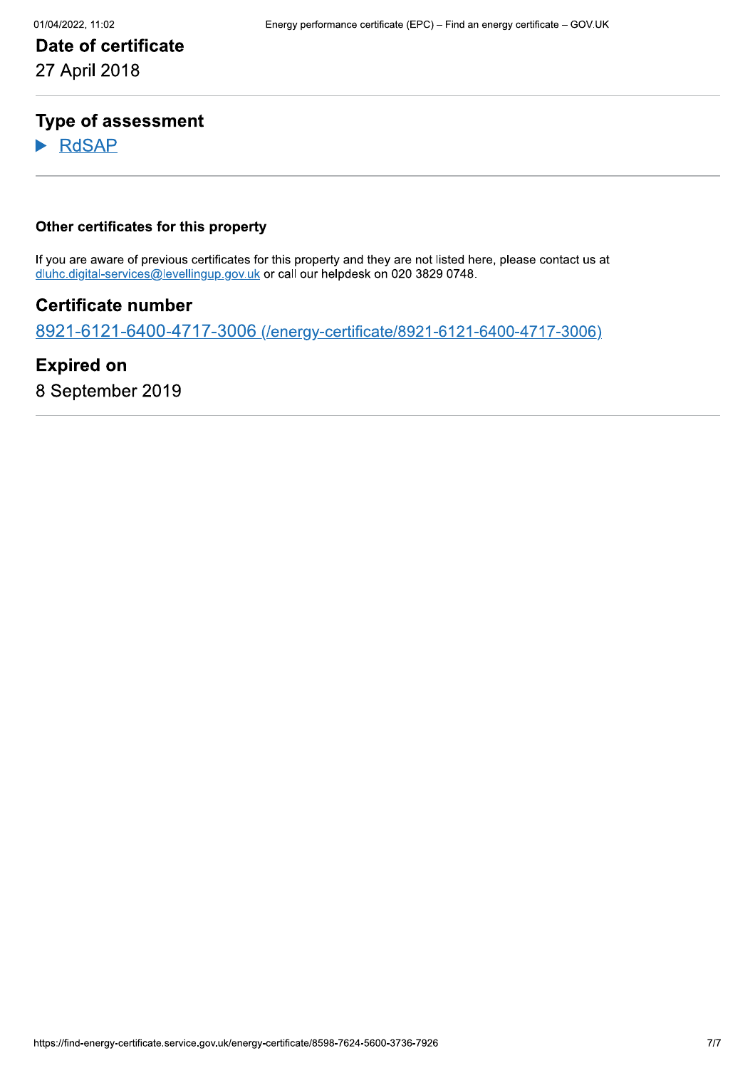## Date of certificate

27 April 2018

## Type of assessment

▶ RdSAP

### Other certificates for this property

If you are aware of previous certificates for this property and they are not listed here, please contact us at dluhc.digital-services@levellingup.gov.uk or call our helpdesk on 020 3829 0748.

## Certificate number

8921-6121-6400-4717-3006 (/energy-certificate/8921-6121-6400-4717-3006)

## Expired on

8 September 2019